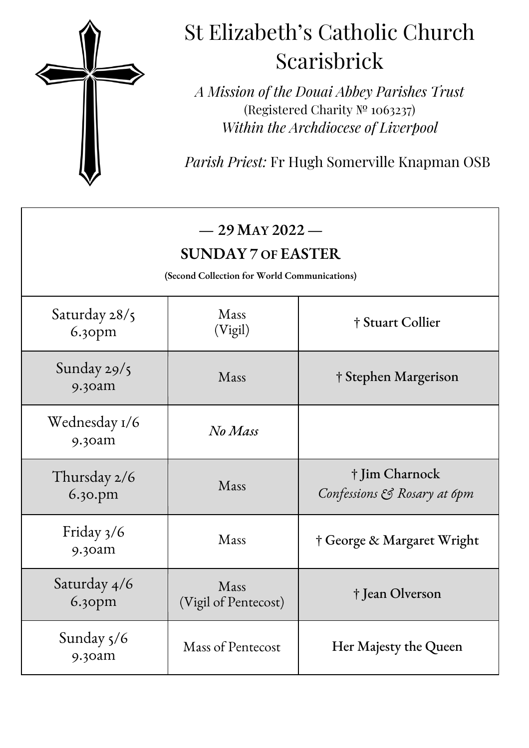# St Elizabeth's Catholic Church Scarisbrick

*A Mission of the Douai Abbey Parishes Trust*
(Registered Charity № 1063237)
*Within the Archdiocese of Liverpool*

*Parish Priest:* Fr Hugh Somerville Knapman OSB

## — 29 May 2022 —

## SUNDAY 7 OF EASTER

**(Second Collection for World Communications)**

| | | |
|---|---|---|
| Saturday 28/5 6.30pm | Mass (Vigil) | **† Stuart Collier** |
| Sunday 29/5 9.30am | Mass | **† Stephen Margerison** |
| Wednesday 1/6 9.30am | *No Mass* | |
| Thursday 2/6 6.30.pm | Mass | **† Jim Charnock** *Confessions & Rosary at 6pm* |
| Friday 3/6 9.30am | Mass | **† George & Margaret Wright** |
| Saturday 4/6 6.30pm | Mass (Vigil of Pentecost) | **† Jean Olverson** |
| Sunday 5/6 9.30am | Mass of Pentecost | **Her Majesty the Queen** |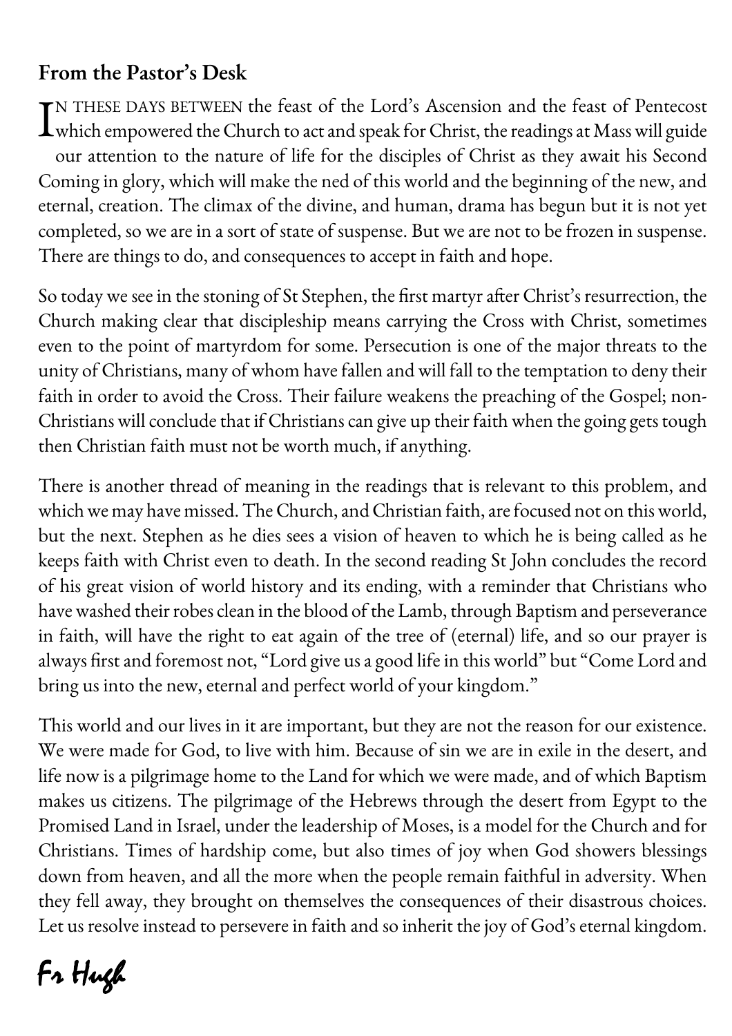## From the Pastor's Desk

In these days between the feast of the Lord's Ascension and the feast of Pentecost which empowered the Church to act and speak for Christ, the readings at Mass will guide our attention to the nature of life for the disciples of Christ as they await his Second Coming in glory, which will make the ned of this world and the beginning of the new, and eternal, creation. The climax of the divine, and human, drama has begun but it is not yet completed, so we are in a sort of state of suspense. But we are not to be frozen in suspense. There are things to do, and consequences to accept in faith and hope.

So today we see in the stoning of St Stephen, the first martyr after Christ's resurrection, the Church making clear that discipleship means carrying the Cross with Christ, sometimes even to the point of martyrdom for some. Persecution is one of the major threats to the unity of Christians, many of whom have fallen and will fall to the temptation to deny their faith in order to avoid the Cross. Their failure weakens the preaching of the Gospel; non-Christians will conclude that if Christians can give up their faith when the going gets tough then Christian faith must not be worth much, if anything.

There is another thread of meaning in the readings that is relevant to this problem, and which we may have missed. The Church, and Christian faith, are focused not on this world, but the next. Stephen as he dies sees a vision of heaven to which he is being called as he keeps faith with Christ even to death. In the second reading St John concludes the record of his great vision of world history and its ending, with a reminder that Christians who have washed their robes clean in the blood of the Lamb, through Baptism and perseverance in faith, will have the right to eat again of the tree of (eternal) life, and so our prayer is always first and foremost not, "Lord give us a good life in this world" but "Come Lord and bring us into the new, eternal and perfect world of your kingdom."

This world and our lives in it are important, but they are not the reason for our existence. We were made for God, to live with him. Because of sin we are in exile in the desert, and life now is a pilgrimage home to the Land for which we were made, and of which Baptism makes us citizens. The pilgrimage of the Hebrews through the desert from Egypt to the Promised Land in Israel, under the leadership of Moses, is a model for the Church and for Christians. Times of hardship come, but also times of joy when God showers blessings down from heaven, and all the more when the people remain faithful in adversity. When they fell away, they brought on themselves the consequences of their disastrous choices. Let us resolve instead to persevere in faith and so inherit the joy of God's eternal kingdom.

*Fr Hugh*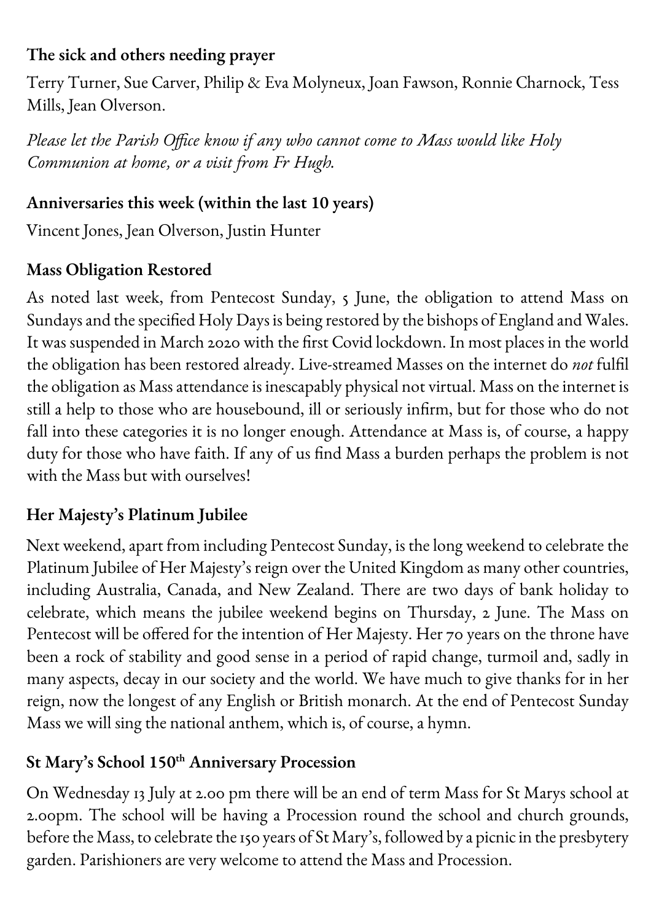### The sick and others needing prayer

Terry Turner, Sue Carver, Philip & Eva Molyneux, Joan Fawson, Ronnie Charnock, Tess Mills, Jean Olverson.

*Please let the Parish Office know if any who cannot come to Mass would like Holy Communion at home, or a visit from Fr Hugh.*

### Anniversaries this week (within the last 10 years)

Vincent Jones, Jean Olverson, Justin Hunter

### Mass Obligation Restored

As noted last week, from Pentecost Sunday, 5 June, the obligation to attend Mass on Sundays and the specified Holy Days is being restored by the bishops of England and Wales. It was suspended in March 2020 with the first Covid lockdown. In most places in the world the obligation has been restored already. Live-streamed Masses on the internet do *not* fulfil the obligation as Mass attendance is inescapably physical not virtual. Mass on the internet is still a help to those who are housebound, ill or seriously infirm, but for those who do not fall into these categories it is no longer enough. Attendance at Mass is, of course, a happy duty for those who have faith. If any of us find Mass a burden perhaps the problem is not with the Mass but with ourselves!

### Her Majesty's Platinum Jubilee

Next weekend, apart from including Pentecost Sunday, is the long weekend to celebrate the Platinum Jubilee of Her Majesty's reign over the United Kingdom as many other countries, including Australia, Canada, and New Zealand. There are two days of bank holiday to celebrate, which means the jubilee weekend begins on Thursday, 2 June. The Mass on Pentecost will be offered for the intention of Her Majesty. Her 70 years on the throne have been a rock of stability and good sense in a period of rapid change, turmoil and, sadly in many aspects, decay in our society and the world. We have much to give thanks for in her reign, now the longest of any English or British monarch. At the end of Pentecost Sunday Mass we will sing the national anthem, which is, of course, a hymn.

### St Mary's School 150th Anniversary Procession

On Wednesday 13 July at 2.00 pm there will be an end of term Mass for St Marys school at 2.00pm. The school will be having a Procession round the school and church grounds, before the Mass, to celebrate the 150 years of St Mary's, followed by a picnic in the presbytery garden. Parishioners are very welcome to attend the Mass and Procession.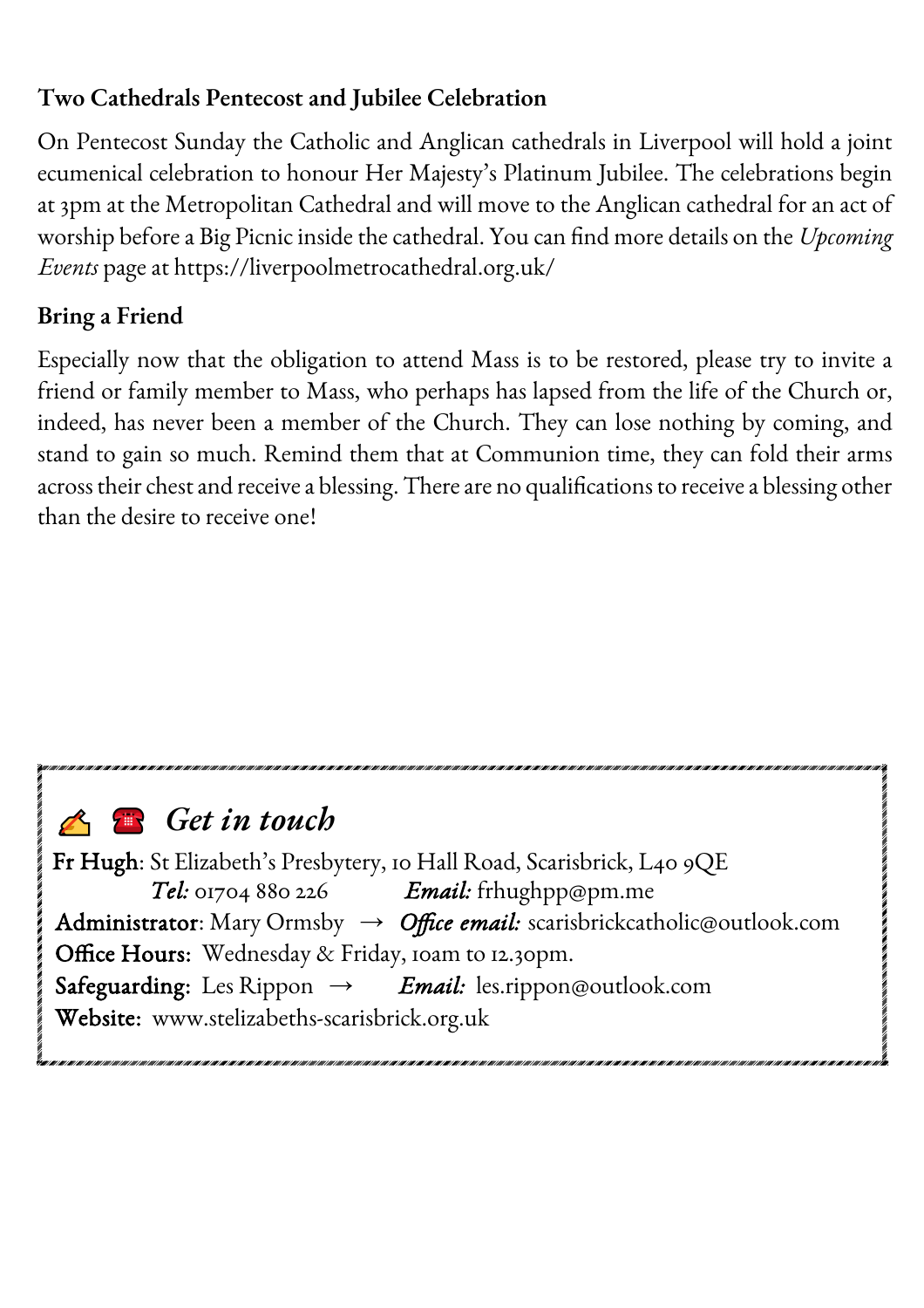**Two Cathedrals Pentecost and Jubilee Celebration**

On Pentecost Sunday the Catholic and Anglican cathedrals in Liverpool will hold a joint ecumenical celebration to honour Her Majesty's Platinum Jubilee. The celebrations begin at 3pm at the Metropolitan Cathedral and will move to the Anglican cathedral for an act of worship before a Big Picnic inside the cathedral. You can find more details on the *Upcoming Events* page at https://liverpoolmetrocathedral.org.uk/

**Bring a Friend**

Especially now that the obligation to attend Mass is to be restored, please try to invite a friend or family member to Mass, who perhaps has lapsed from the life of the Church or, indeed, has never been a member of the Church. They can lose nothing by coming, and stand to gain so much. Remind them that at Communion time, they can fold their arms across their chest and receive a blessing. There are no qualifications to receive a blessing other than the desire to receive one!

## ✍ ☎ *Get in touch*

**Fr Hugh**: St Elizabeth's Presbytery, 10 Hall Road, Scarisbrick, L40 9QE
*Tel:* 01704 880 226 *Email:* frhughpp@pm.me
**Administrator**: Mary Ormsby → *Office email:* scarisbrickcatholic@outlook.com
**Office Hours**: Wednesday & Friday, 10am to 12.30pm.
**Safeguarding**: Les Rippon → *Email:* les.rippon@outlook.com
**Website**: www.stelizabeths-scarisbrick.org.uk